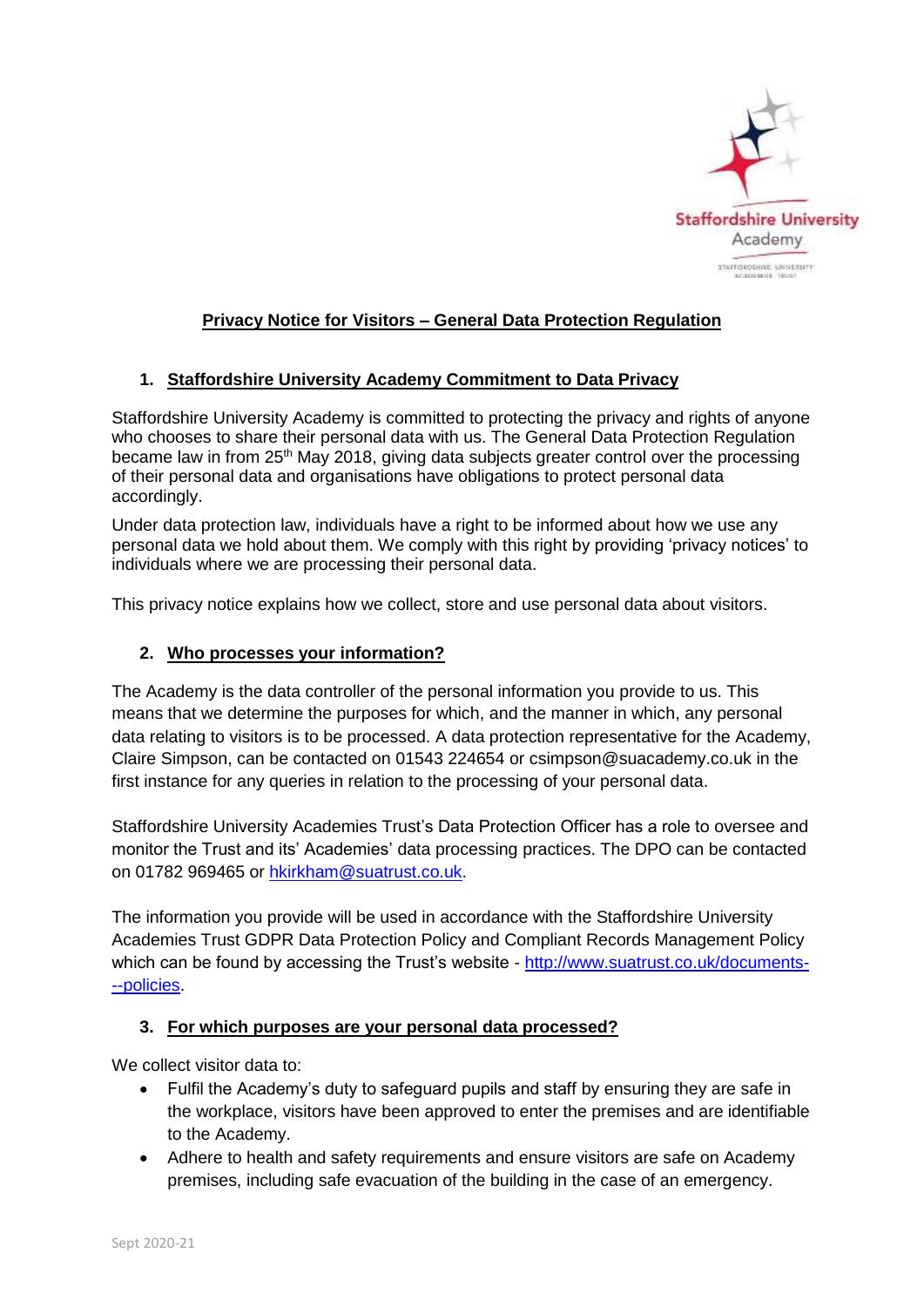# Privacy Notice for Visitors – General Data Protection Regulation

## 1. Staffordshire University Academy Commitment to Data Privacy

Staffordshire University Academy is committed to protecting the privacy and rights of anyone who chooses to share their personal data with us. The General Data Protection Regulation became law in from 25th May 2018, giving data subjects greater control over the processing of their personal data and organisations have obligations to protect personal data accordingly.

Under data protection law, individuals have a right to be informed about how we use any personal data we hold about them. We comply with this right by providing 'privacy notices' to individuals where we are processing their personal data.

This privacy notice explains how we collect, store and use personal data about visitors.

## 2. Who processes your information?

The Academy is the data controller of the personal information you provide to us. This means that we determine the purposes for which, and the manner in which, any personal data relating to visitors is to be processed. A data protection representative for the Academy, Claire Simpson, can be contacted on 01543 224654 or csimpson@suacademy.co.uk in the first instance for any queries in relation to the processing of your personal data.

Staffordshire University Academies Trust's Data Protection Officer has a role to oversee and monitor the Trust and its' Academies' data processing practices. The DPO can be contacted on 01782 969465 or hkirkham@suatrust.co.uk.

The information you provide will be used in accordance with the Staffordshire University Academies Trust GDPR Data Protection Policy and Compliant Records Management Policy which can be found by accessing the Trust's website - http://www.suatrust.co.uk/documents---policies.

## 3. For which purposes are your personal data processed?

We collect visitor data to:

- Fulfil the Academy's duty to safeguard pupils and staff by ensuring they are safe in the workplace, visitors have been approved to enter the premises and are identifiable to the Academy.
- Adhere to health and safety requirements and ensure visitors are safe on Academy premises, including safe evacuation of the building in the case of an emergency.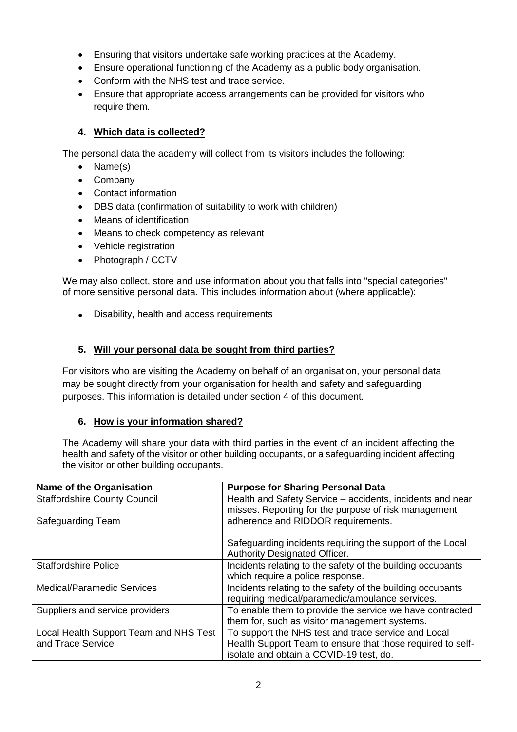- Ensuring that visitors undertake safe working practices at the Academy.
- Ensure operational functioning of the Academy as a public body organisation.
- Conform with the NHS test and trace service.
- Ensure that appropriate access arrangements can be provided for visitors who require them.

## 4. Which data is collected?

The personal data the academy will collect from its visitors includes the following:

- Name(s)
- Company
- Contact information
- DBS data (confirmation of suitability to work with children)
- Means of identification
- Means to check competency as relevant
- Vehicle registration
- Photograph / CCTV

We may also collect, store and use information about you that falls into "special categories" of more sensitive personal data. This includes information about (where applicable):

- Disability, health and access requirements

## 5. Will your personal data be sought from third parties?

For visitors who are visiting the Academy on behalf of an organisation, your personal data may be sought directly from your organisation for health and safety and safeguarding purposes. This information is detailed under section 4 of this document.

## 6. How is your information shared?

The Academy will share your data with third parties in the event of an incident affecting the health and safety of the visitor or other building occupants, or a safeguarding incident affecting the visitor or other building occupants.

| Name of the Organisation | Purpose for Sharing Personal Data |
| --- | --- |
| Staffordshire County Council<br><br>Safeguarding Team | Health and Safety Service – accidents, incidents and near misses. Reporting for the purpose of risk management adherence and RIDDOR requirements.<br><br>Safeguarding incidents requiring the support of the Local Authority Designated Officer. |
| Staffordshire Police | Incidents relating to the safety of the building occupants which require a police response. |
| Medical/Paramedic Services | Incidents relating to the safety of the building occupants requiring medical/paramedic/ambulance services. |
| Suppliers and service providers | To enable them to provide the service we have contracted them for, such as visitor management systems. |
| Local Health Support Team and NHS Test and Trace Service | To support the NHS test and trace service and Local Health Support Team to ensure that those required to self-isolate and obtain a COVID-19 test, do. |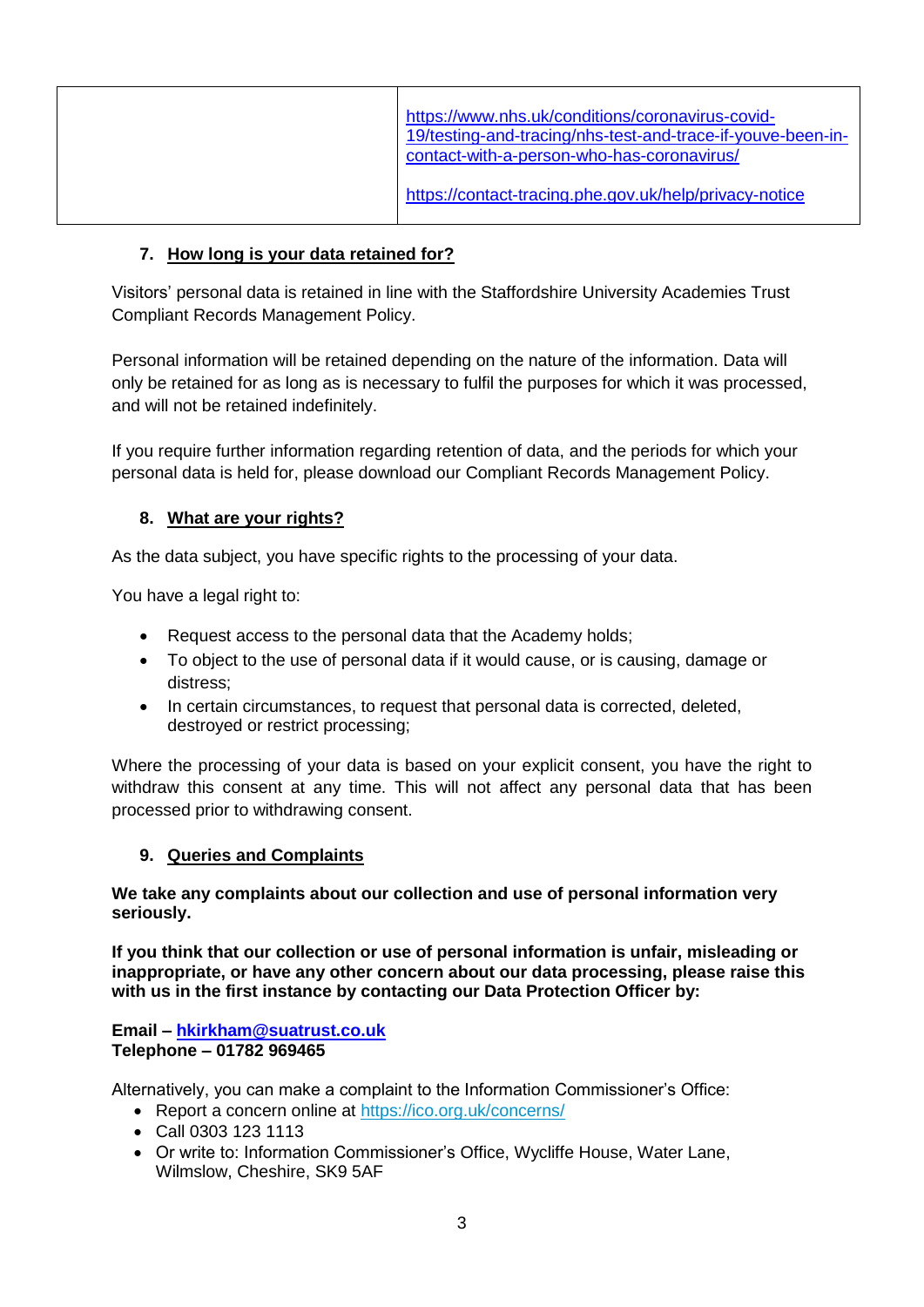| | https://www.nhs.uk/conditions/coronavirus-covid-19/testing-and-tracing/nhs-test-and-trace-if-youve-been-in-contact-with-a-person-who-has-coronavirus/ <br><br> https://contact-tracing.phe.gov.uk/help/privacy-notice |
|---|---|

## 7. How long is your data retained for?

Visitors' personal data is retained in line with the Staffordshire University Academies Trust Compliant Records Management Policy.

Personal information will be retained depending on the nature of the information. Data will only be retained for as long as is necessary to fulfil the purposes for which it was processed, and will not be retained indefinitely.

If you require further information regarding retention of data, and the periods for which your personal data is held for, please download our Compliant Records Management Policy.

## 8. What are your rights?

As the data subject, you have specific rights to the processing of your data.

You have a legal right to:

- Request access to the personal data that the Academy holds;
- To object to the use of personal data if it would cause, or is causing, damage or distress;
- In certain circumstances, to request that personal data is corrected, deleted, destroyed or restrict processing;

Where the processing of your data is based on your explicit consent, you have the right to withdraw this consent at any time. This will not affect any personal data that has been processed prior to withdrawing consent.

## 9. Queries and Complaints

**We take any complaints about our collection and use of personal information very seriously.**

**If you think that our collection or use of personal information is unfair, misleading or inappropriate, or have any other concern about our data processing, please raise this with us in the first instance by contacting our Data Protection Officer by:**

**Email – hkirkham@suatrust.co.uk**
**Telephone – 01782 969465**

Alternatively, you can make a complaint to the Information Commissioner's Office:

- Report a concern online at https://ico.org.uk/concerns/
- Call 0303 123 1113
- Or write to: Information Commissioner's Office, Wycliffe House, Water Lane, Wilmslow, Cheshire, SK9 5AF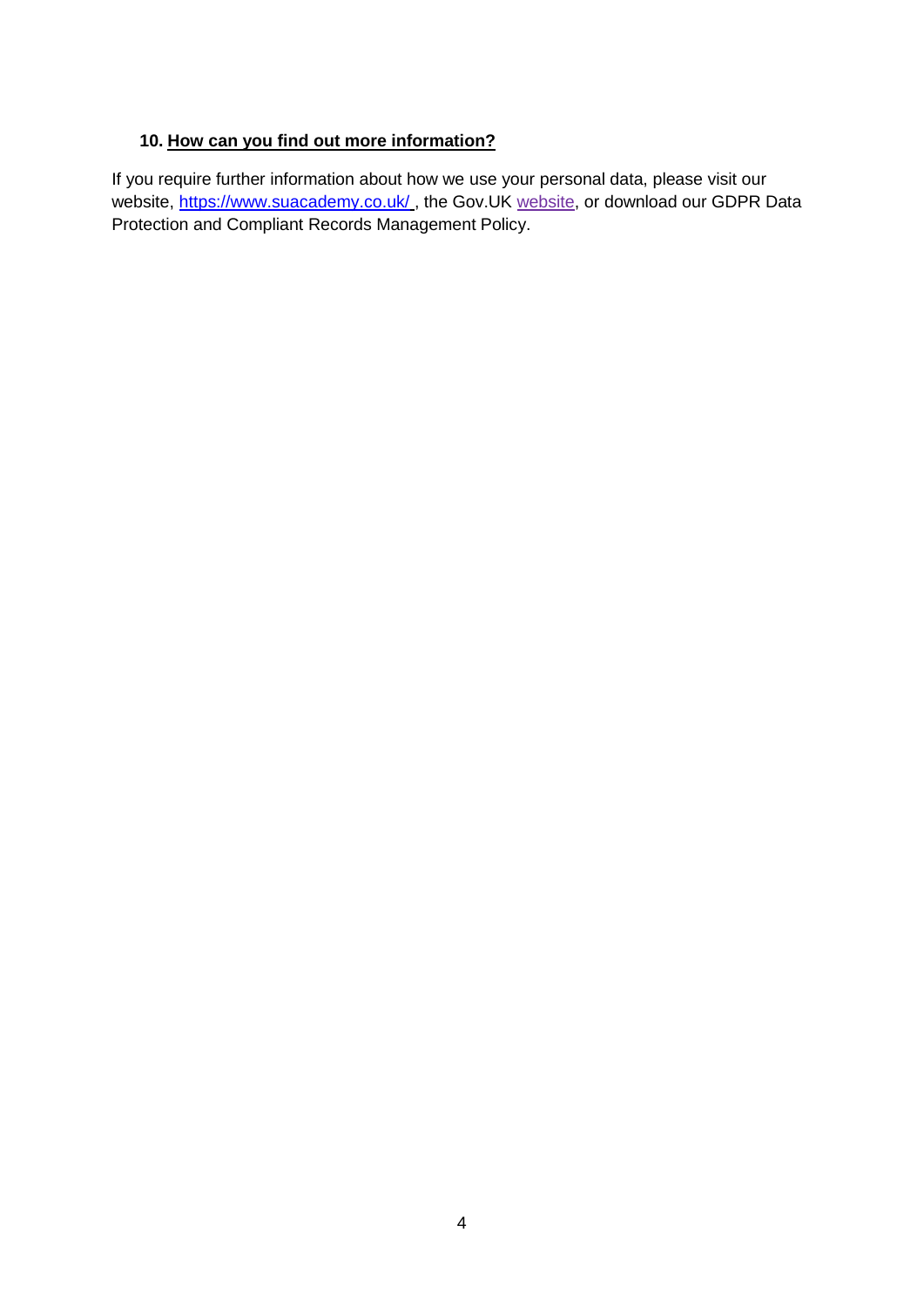## 10. How can you find out more information?

If you require further information about how we use your personal data, please visit our website, https://www.suacademy.co.uk/ , the Gov.UK website, or download our GDPR Data Protection and Compliant Records Management Policy.